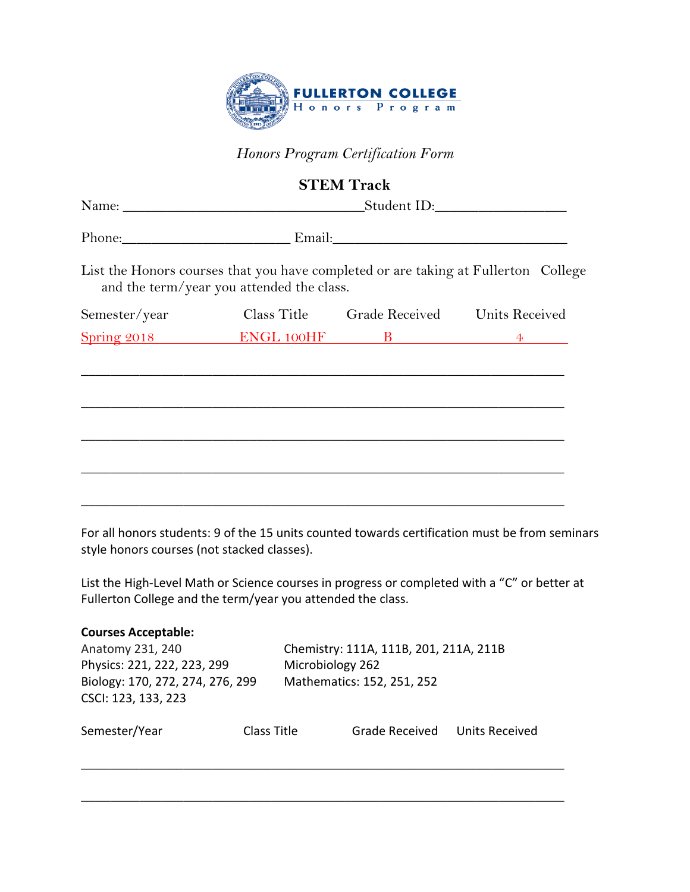**FULLERTON COLLEGE**
Honors Program

*Honors Program Certification Form*

## STEM Track

Name: ________________________________ Student ID: __________________

Phone: ______________________ Email: ________________________________

List the Honors courses that you have completed or are taking at Fullerton College and the term/year you attended the class.

| Semester/year | Class Title | Grade Received | Units Received |
|---|---|---|---|
| Spring 2018 | ENGL 100HF | B | 4 |
| | | | |
| | | | |
| | | | |
| | | | |
| | | | |

For all honors students: 9 of the 15 units counted towards certification must be from seminars style honors courses (not stacked classes).

List the High-Level Math or Science courses in progress or completed with a "C" or better at Fullerton College and the term/year you attended the class.

**Courses Acceptable:**

Anatomy 231, 240
Physics: 221, 222, 223, 299
Biology: 170, 272, 274, 276, 299
CSCI: 123, 133, 223
Chemistry: 111A, 111B, 201, 211A, 211B
Microbiology 262
Mathematics: 152, 251, 252

| Semester/Year | Class Title | Grade Received | Units Received |
|---|---|---|---|
| | | | |
| | | | |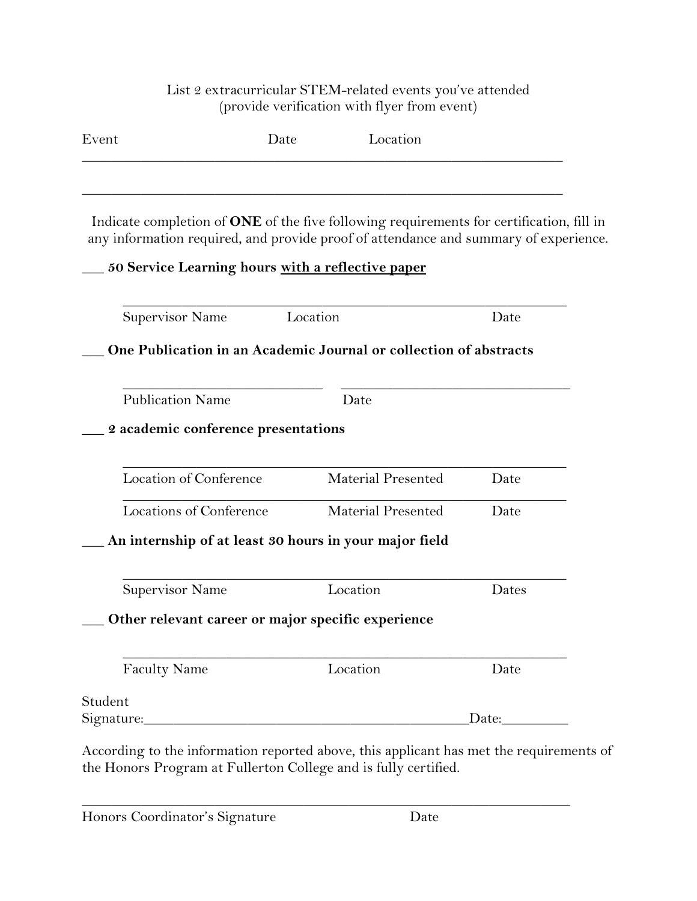List 2 extracurricular STEM-related events you've attended
(provide verification with flyer from event)

Event Date Location
____________________________________________________________

____________________________________________________________

Indicate completion of **ONE** of the five following requirements for certification, fill in any information required, and provide proof of attendance and summary of experience.

___ **50 Service Learning hours <u>with a reflective paper</u>**

________________________________________________________
Supervisor Name Location Date

___ **One Publication in an Academic Journal or collection of abstracts**

_________________________ _____________________________
Publication Name Date

___ **2 academic conference presentations**

________________________________________________________
Location of Conference Material Presented Date
________________________________________________________
Locations of Conference Material Presented Date

___ **An internship of at least 30 hours in your major field**

________________________________________________________
Supervisor Name Location Dates

___ **Other relevant career or major specific experience**

________________________________________________________
Faculty Name Location Date

Student
Signature:_________________________________________Date:________

According to the information reported above, this applicant has met the requirements of the Honors Program at Fullerton College and is fully certified.

______________________________________________________________
Honors Coordinator's Signature Date